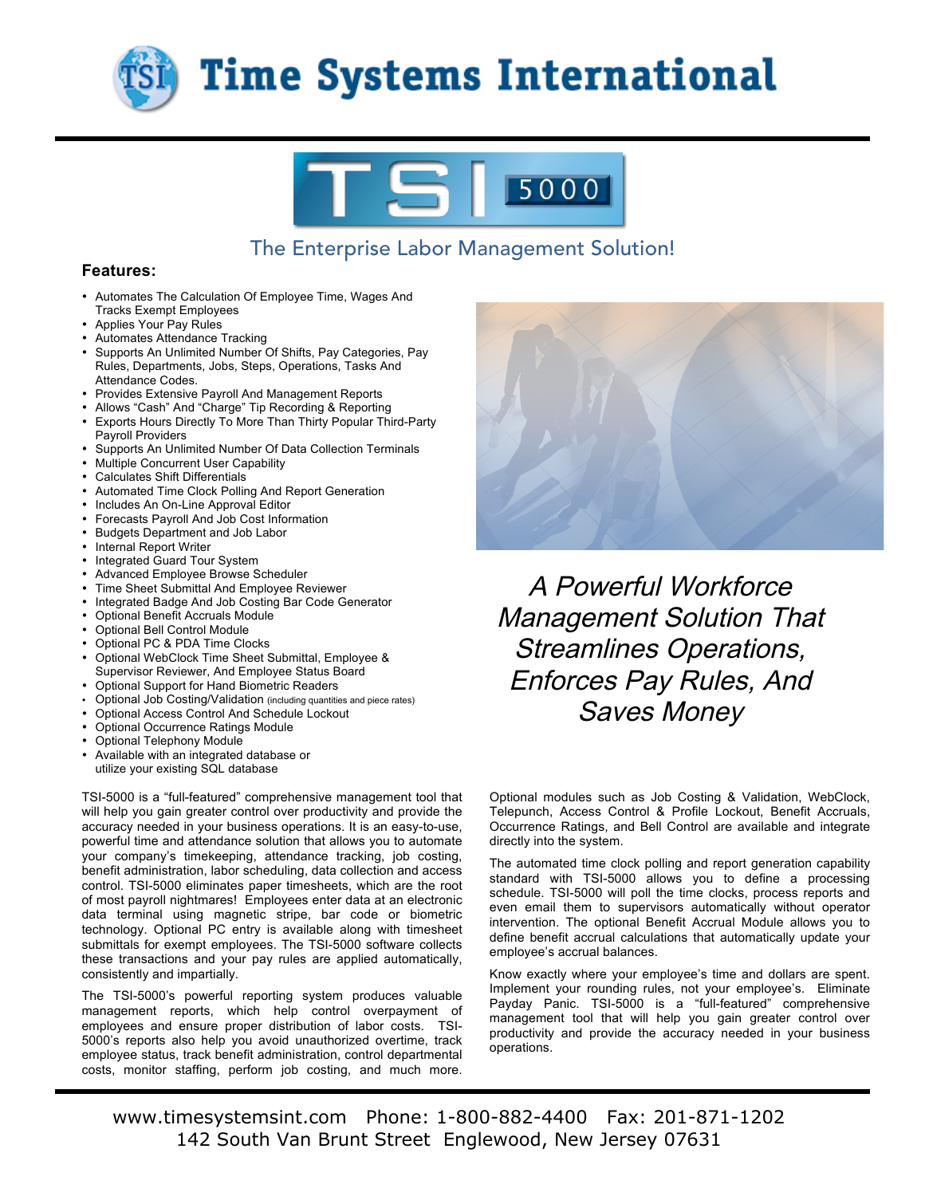# Time Systems International

## TSI 5000

### The Enterprise Labor Management Solution!

**Features:**

- Automates The Calculation Of Employee Time, Wages And Tracks Exempt Employees
- Applies Your Pay Rules
- Automates Attendance Tracking
- Supports An Unlimited Number Of Shifts, Pay Categories, Pay Rules, Departments, Jobs, Steps, Operations, Tasks And Attendance Codes.
- Provides Extensive Payroll And Management Reports
- Allows "Cash" And "Charge" Tip Recording & Reporting
- Exports Hours Directly To More Than Thirty Popular Third-Party Payroll Providers
- Supports An Unlimited Number Of Data Collection Terminals
- Multiple Concurrent User Capability
- Calculates Shift Differentials
- Automated Time Clock Polling And Report Generation
- Includes An On-Line Approval Editor
- Forecasts Payroll And Job Cost Information
- Budgets Department and Job Labor
- Internal Report Writer
- Integrated Guard Tour System
- Advanced Employee Browse Scheduler
- Time Sheet Submittal And Employee Reviewer
- Integrated Badge And Job Costing Bar Code Generator
- Optional Benefit Accruals Module
- Optional Bell Control Module
- Optional PC & PDA Time Clocks
- Optional WebClock Time Sheet Submittal, Employee & Supervisor Reviewer, And Employee Status Board
- Optional Support for Hand Biometric Readers
- Optional Job Costing/Validation (including quantities and piece rates)
- Optional Access Control And Schedule Lockout
- Optional Occurrence Ratings Module
- Optional Telephony Module
- Available with an integrated database or utilize your existing SQL database

*A Powerful Workforce Management Solution That Streamlines Operations, Enforces Pay Rules, And Saves Money*

TSI-5000 is a "full-featured" comprehensive management tool that will help you gain greater control over productivity and provide the accuracy needed in your business operations. It is an easy-to-use, powerful time and attendance solution that allows you to automate your company's timekeeping, attendance tracking, job costing, benefit administration, labor scheduling, data collection and access control. TSI-5000 eliminates paper timesheets, which are the root of most payroll nightmares! Employees enter data at an electronic data terminal using magnetic stripe, bar code or biometric technology. Optional PC entry is available along with timesheet submittals for exempt employees. The TSI-5000 software collects these transactions and your pay rules are applied automatically, consistently and impartially.

The TSI-5000's powerful reporting system produces valuable management reports, which help control overpayment of employees and ensure proper distribution of labor costs. TSI-5000's reports also help you avoid unauthorized overtime, track employee status, track benefit administration, control departmental costs, monitor staffing, perform job costing, and much more.

Optional modules such as Job Costing & Validation, WebClock, Telepunch, Access Control & Profile Lockout, Benefit Accruals, Occurrence Ratings, and Bell Control are available and integrate directly into the system.

The automated time clock polling and report generation capability standard with TSI-5000 allows you to define a processing schedule. TSI-5000 will poll the time clocks, process reports and even email them to supervisors automatically without operator intervention. The optional Benefit Accrual Module allows you to define benefit accrual calculations that automatically update your employee's accrual balances.

Know exactly where your employee's time and dollars are spent. Implement your rounding rules, not your employee's. Eliminate Payday Panic. TSI-5000 is a "full-featured" comprehensive management tool that will help you gain greater control over productivity and provide the accuracy needed in your business operations.

www.timesystemsint.com Phone: 1-800-882-4400 Fax: 201-871-1202
142 South Van Brunt Street Englewood, New Jersey 07631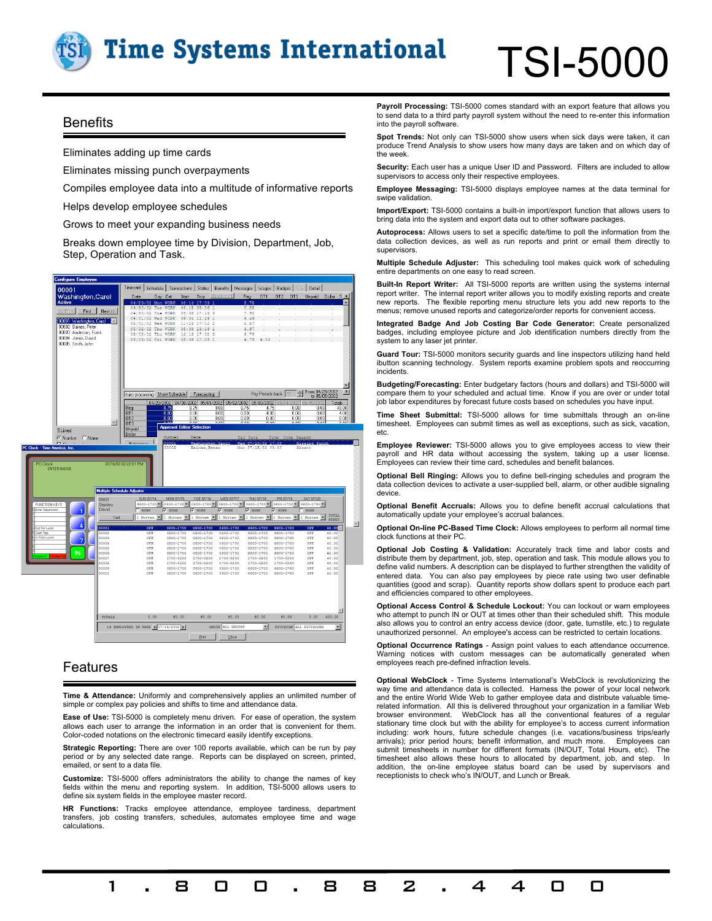# Time Systems International TSI-5000

## Benefits

Eliminates adding up time cards

Eliminates missing punch overpayments

Compiles employee data into a multitude of informative reports

Helps develop employee schedules

Grows to meet your expanding business needs

Breaks down employee time by Division, Department, Job, Step, Operation and Task.

## Features

**Time & Attendance:** Uniformly and comprehensively applies an unlimited number of simple or complex pay policies and shifts to time and attendance data.

**Ease of Use:** TSI-5000 is completely menu driven. For ease of operation, the system allows each user to arrange the information in an order that is convenient for them. Color-coded notations on the electronic timecard easily identify exceptions.

**Strategic Reporting:** There are over 100 reports available, which can be run by pay period or by any selected date range. Reports can be displayed on screen, printed, emailed, or sent to a data file.

**Customize:** TSI-5000 offers administrators the ability to change the names of key fields within the menu and reporting system. In addition, TSI-5000 allows users to define six system fields in the employee master record.

**HR Functions:** Tracks employee attendance, employee tardiness, department transfers, job costing transfers, schedules, automates employee time and wage calculations.

**Payroll Processing:** TSI-5000 comes standard with an export feature that allows you to send data to a third party payroll system without the need to re-enter this information into the payroll software.

**Spot Trends:** Not only can TSI-5000 show users when sick days were taken, it can produce Trend Analysis to show users how many days are taken and on which day of the week.

**Security:** Each user has a unique User ID and Password. Filters are included to allow supervisors to access only their respective employees.

**Employee Messaging:** TSI-5000 displays employee names at the data terminal for swipe validation.

**Import/Export:** TSI-5000 contains a built-in import/export function that allows users to bring data into the system and export data out to other software packages.

**Autoprocess:** Allows users to set a specific date/time to poll the information from the data collection devices, as well as run reports and print or email them directly to supervisors.

**Multiple Schedule Adjuster:** This scheduling tool makes quick work of scheduling entire departments on one easy to read screen.

**Built-In Report Writer:** All TSI-5000 reports are written using the systems internal report writer. The internal report writer allows you to modify existing reports and create new reports. The flexible reporting menu structure lets you add new reports to the menus; remove unused reports and categorize/order reports for convenient access.

**Integrated Badge And Job Costing Bar Code Generator:** Create personalized badges, including employee picture and Job identification numbers directly from the system to any laser jet printer.

**Guard Tour:** TSI-5000 monitors security guards and line inspectors utilizing hand held ibutton scanning technology. System reports examine problem spots and reoccurring incidents.

**Budgeting/Forecasting:** Enter budgetary factors (hours and dollars) and TSI-5000 will compare them to your scheduled and actual time. Know if you are over or under total job labor expenditures by forecast future costs based on schedules you have input.

**Time Sheet Submittal:** TSI-5000 allows for time submittals through an on-line timesheet. Employees can submit times as well as exceptions, such as sick, vacation, etc.

**Employee Reviewer:** TSI-5000 allows you to give employees access to view their payroll and HR data without accessing the system, taking up a user license. Employees can review their time card, schedules and benefit balances.

**Optional Bell Ringing:** Allows you to define bell-ringing schedules and program the data collection devices to activate a user-supplied bell, alarm, or other audible signaling device.

**Optional Benefit Accruals:** Allows you to define benefit accrual calculations that automatically update your employee's accrual balances.

**Optional On-line PC-Based Time Clock:** Allows employees to perform all normal time clock functions at their PC.

**Optional Job Costing & Validation:** Accurately track time and labor costs and distribute them by department, job, step, operation and task. This module allows you to define valid numbers. A description can be displayed to further strengthen the validity of entered data. You can also pay employees by piece rate using two user definable quantities (good and scrap). Quantity reports show dollars spent to produce each part and efficiencies compared to other employees.

**Optional Access Control & Schedule Lockout:** You can lockout or warn employees who attempt to punch IN or OUT at times other than their scheduled shift. This module also allows you to control an entry access device (door, gate, turnstile, etc.) to regulate unauthorized personnel. An employee's access can be restricted to certain locations.

**Optional Occurrence Ratings** - Assign point values to each attendance occurrence. Warning notices with custom messages can be automatically generated when employees reach pre-defined infraction levels.

**Optional WebClock** - Time Systems International's WebClock is revolutionizing the way time and attendance data is collected. Harness the power of your local network and the entire World Wide Web to gather employee data and distribute valuable time-related information. All this is delivered throughout your organization in a familiar Web browser environment. WebClock has all the conventional features of a regular stationary time clock but with the ability for employee's to access current information including: work hours, future schedule changes (i.e. vacations/business trips/early arrivals); prior period hours; benefit information, and much more. Employees can submit timesheets in number for different formats (IN/OUT, Total Hours, etc). The timesheet also allows these hours to allocated by department, job, and step. In addition, the on-line employee status board can be used by supervisors and receptionists to check who's IN/OUT, and Lunch or Break.

1.800.882.4400